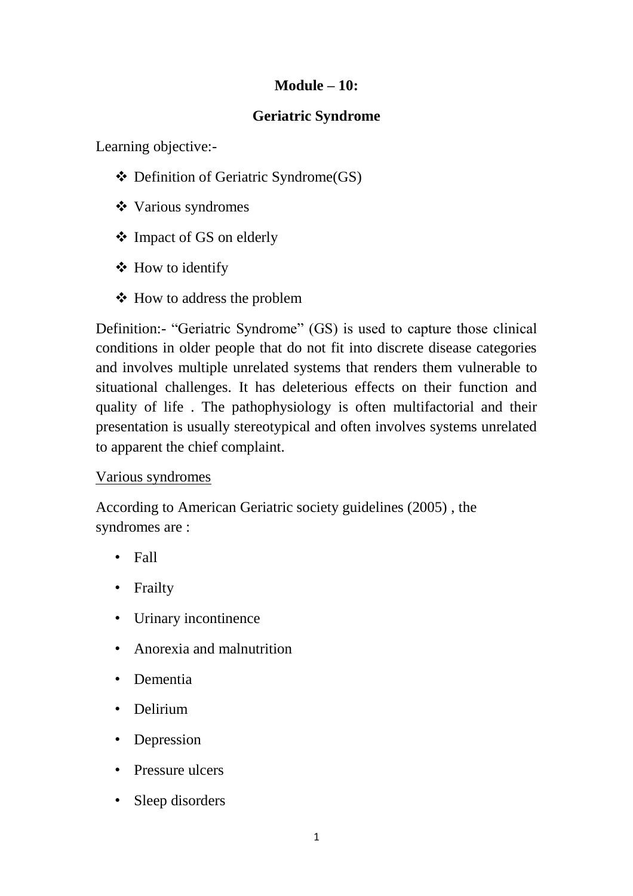# Module – 10:

## Geriatric Syndrome

Learning objective:-

- ❖ Definition of Geriatric Syndrome(GS)
- ❖ Various syndromes
- ❖ Impact of GS on elderly
- ❖ How to identify
- ❖ How to address the problem

Definition:- “Geriatric Syndrome” (GS) is used to capture those clinical conditions in older people that do not fit into discrete disease categories and involves multiple unrelated systems that renders them vulnerable to situational challenges. It has deleterious effects on their function and quality of life . The pathophysiology is often multifactorial and their presentation is usually stereotypical and often involves systems unrelated to apparent the chief complaint.

<u>Various syndromes</u>

According to American Geriatric society guidelines (2005) , the syndromes are :

- Fall
- Frailty
- Urinary incontinence
- Anorexia and malnutrition
- Dementia
- Delirium
- Depression
- Pressure ulcers
- Sleep disorders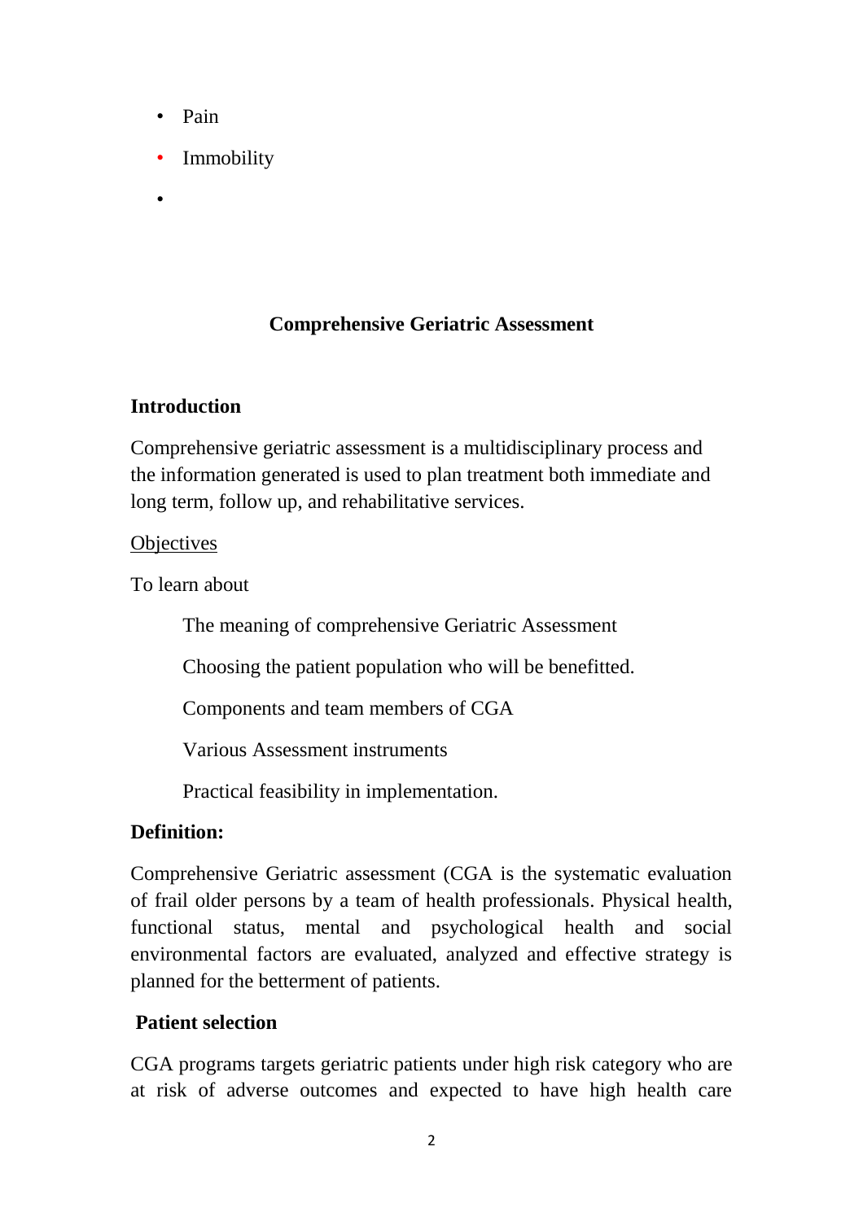- Pain
- Immobility
- 

## Comprehensive Geriatric Assessment

### Introduction

Comprehensive geriatric assessment is a multidisciplinary process and the information generated is used to plan treatment both immediate and long term, follow up, and rehabilitative services.

Objectives

To learn about

The meaning of comprehensive Geriatric Assessment

Choosing the patient population who will be benefitted.

Components and team members of CGA

Various Assessment instruments

Practical feasibility in implementation.

### Definition:

Comprehensive Geriatric assessment (CGA is the systematic evaluation of frail older persons by a team of health professionals. Physical health, functional status, mental and psychological health and social environmental factors are evaluated, analyzed and effective strategy is planned for the betterment of patients.

### Patient selection

CGA programs targets geriatric patients under high risk category who are at risk of adverse outcomes and expected to have high health care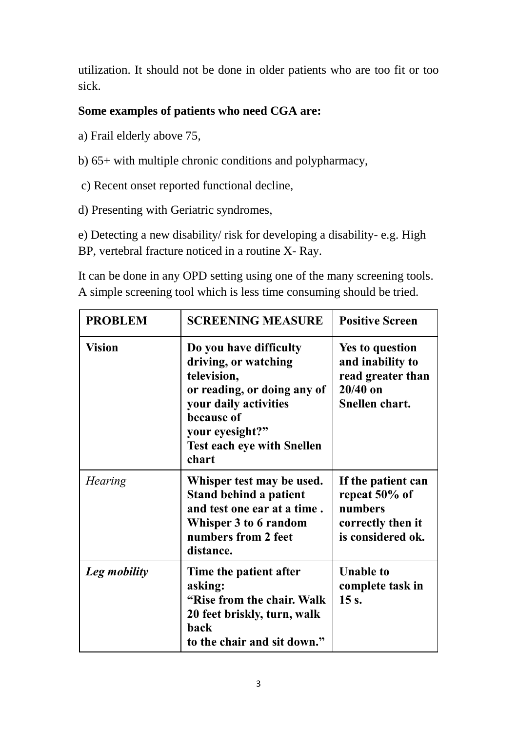utilization. It should not be done in older patients who are too fit or too sick.

**Some examples of patients who need CGA are:**

a) Frail elderly above 75,

b) 65+ with multiple chronic conditions and polypharmacy,

c) Recent onset reported functional decline,

d) Presenting with Geriatric syndromes,

e) Detecting a new disability/ risk for developing a disability- e.g. High BP, vertebral fracture noticed in a routine X- Ray.

It can be done in any OPD setting using one of the many screening tools. A simple screening tool which is less time consuming should be tried.

| **PROBLEM** | **SCREENING MEASURE** | **Positive Screen** |
|---|---|---|
| **Vision** | **Do you have difficulty driving, or watching television, or reading, or doing any of your daily activities because of your eyesight?" Test each eye with Snellen chart** | **Yes to question and inability to read greater than 20/40 on Snellen chart.** |
| *Hearing* | **Whisper test may be used. Stand behind a patient and test one ear at a time . Whisper 3 to 6 random numbers from 2 feet distance.** | **If the patient can repeat 50% of numbers correctly then it is considered ok.** |
| ***Leg mobility*** | **Time the patient after asking: "Rise from the chair. Walk 20 feet briskly, turn, walk back to the chair and sit down."** | **Unable to complete task in 15 s.** |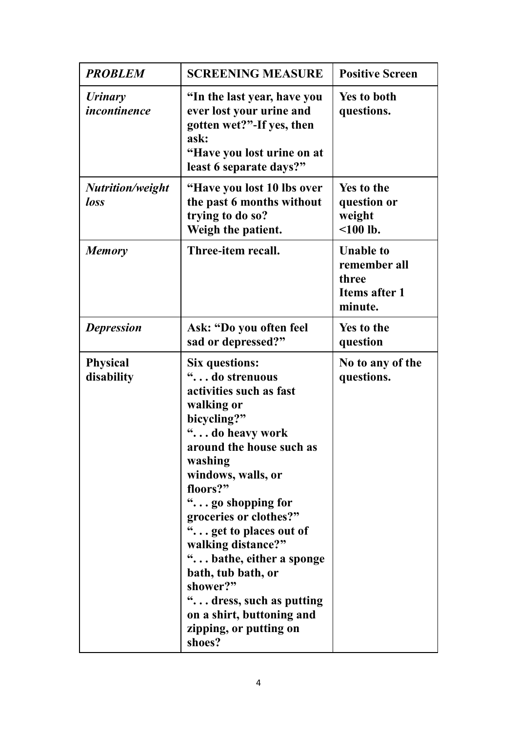| ***PROBLEM*** | **SCREENING MEASURE** | **Positive Screen** |
|---|---|---|
| ***Urinary incontinence*** | **"In the last year, have you ever lost your urine and gotten wet?"-If yes, then ask: "Have you lost urine on at least 6 separate days?"** | **Yes to both questions.** |
| ***Nutrition/weight loss*** | **"Have you lost 10 lbs over the past 6 months without trying to do so? Weigh the patient.** | **Yes to the question or weight <100 lb.** |
| ***Memory*** | **Three-item recall.** | **Unable to remember all three Items after 1 minute.** |
| ***Depression*** | **Ask: "Do you often feel sad or depressed?"** | **Yes to the question** |
| **Physical disability** | **Six questions: ". . . do strenuous activities such as fast walking or bicycling?" ". . . do heavy work around the house such as washing windows, walls, or floors?" ". . . go shopping for groceries or clothes?" ". . . get to places out of walking distance?" ". . . bathe, either a sponge bath, tub bath, or shower?" ". . . dress, such as putting on a shirt, buttoning and zipping, or putting on shoes?** | **No to any of the questions.** |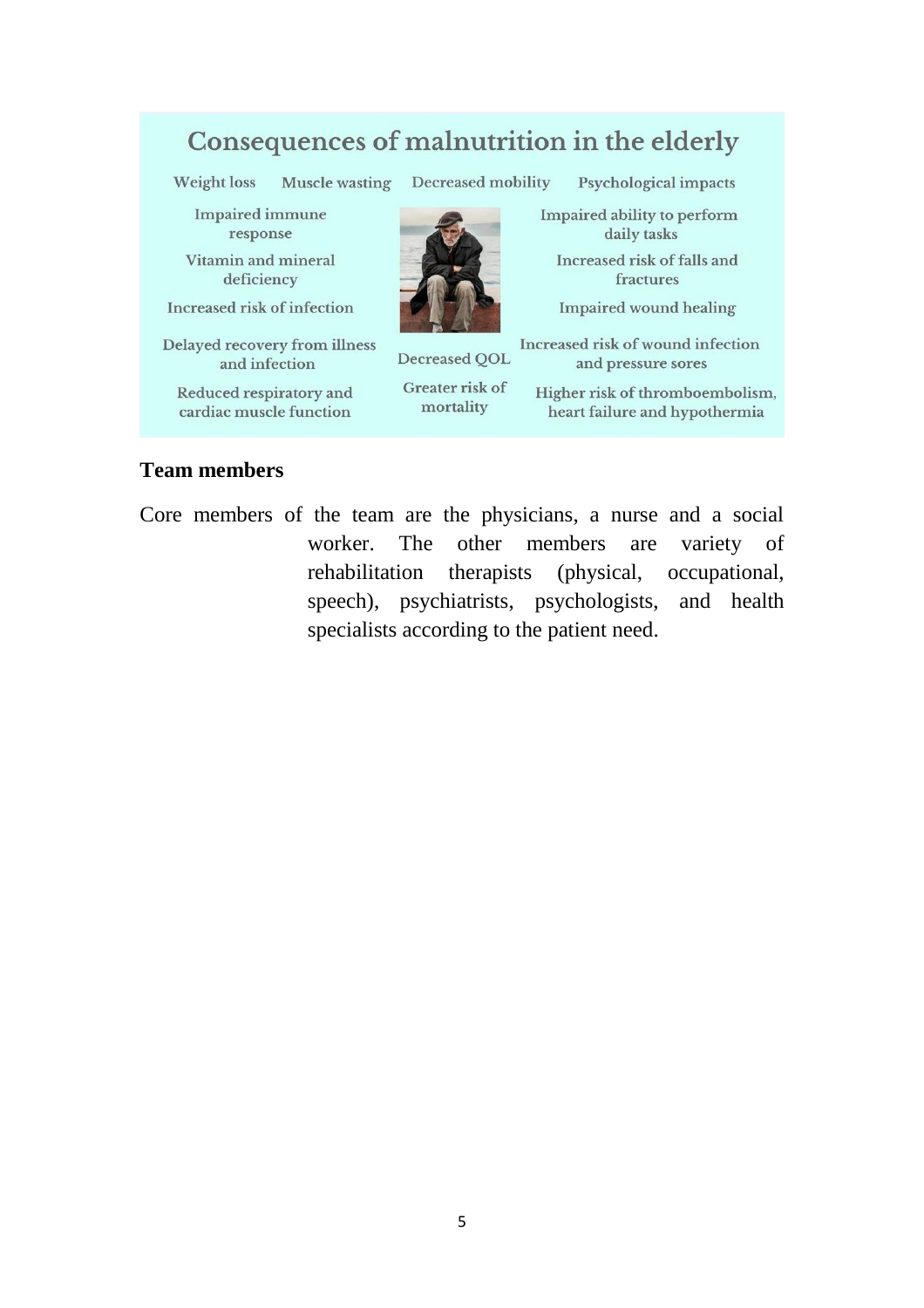## Consequences of malnutrition in the elderly

Weight loss | Muscle wasting | Decreased mobility | Psychological impacts

- Impaired immune response
- Vitamin and mineral deficiency
- Increased risk of infection
- Delayed recovery from illness and infection
- Reduced respiratory and cardiac muscle function
- Decreased QOL
- Greater risk of mortality
- Impaired ability to perform daily tasks
- Increased risk of falls and fractures
- Impaired wound healing
- Increased risk of wound infection and pressure sores
- Higher risk of thromboembolism, heart failure and hypothermia

**Team members**

Core members of the team are the physicians, a nurse and a social worker. The other members are variety of rehabilitation therapists (physical, occupational, speech), psychiatrists, psychologists, and health specialists according to the patient need.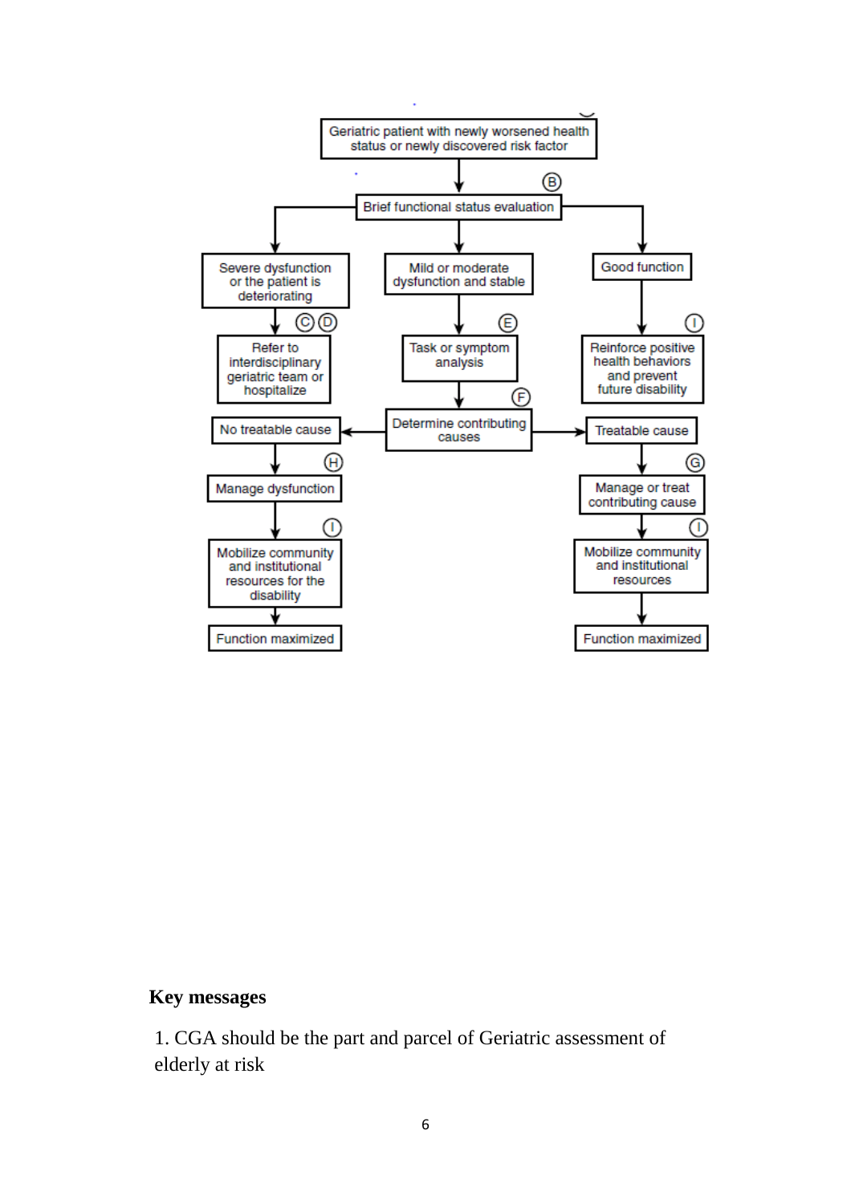Geriatric patient with newly worsened health status or newly discovered risk factor

↓

(B) Brief functional status evaluation

- **Severe dysfunction or the patient is deteriorating** → (C) (D) Refer to interdisciplinary geriatric team or hospitalize
- **Mild or moderate dysfunction and stable** → (E) Task or symptom analysis → (F) Determine contributing causes
  - No treatable cause → (H) Manage dysfunction → (I) Mobilize community and institutional resources for the disability → Function maximized
  - Treatable cause → (G) Manage or treat contributing cause → (I) Mobilize community and institutional resources → Function maximized
- **Good function** → (I) Reinforce positive health behaviors and prevent future disability

## Key messages

1. CGA should be the part and parcel of Geriatric assessment of elderly at risk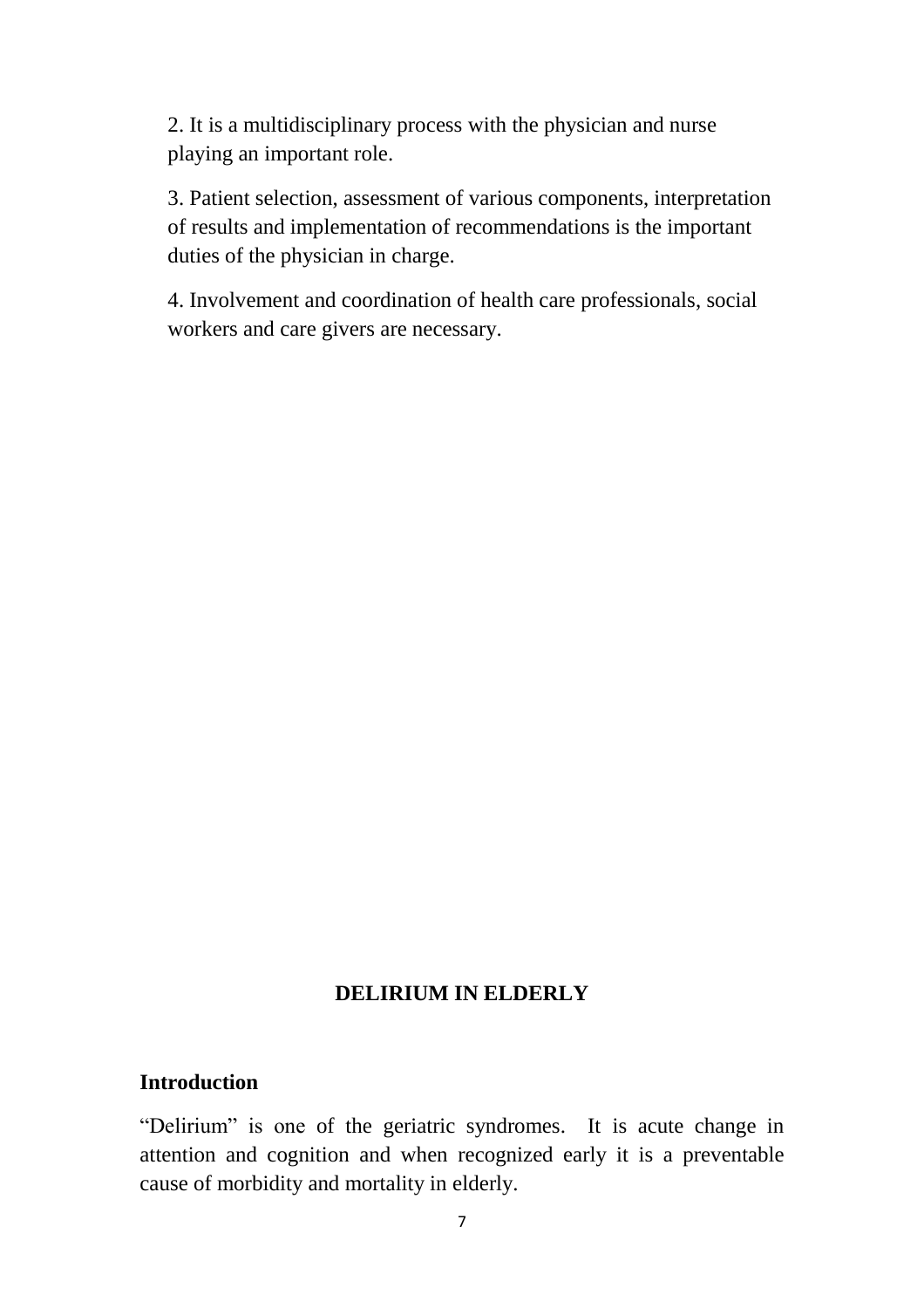2. It is a multidisciplinary process with the physician and nurse playing an important role.

3. Patient selection, assessment of various components, interpretation of results and implementation of recommendations is the important duties of the physician in charge.

4. Involvement and coordination of health care professionals, social workers and care givers are necessary.

## DELIRIUM IN ELDERLY

### Introduction

"Delirium" is one of the geriatric syndromes. It is acute change in attention and cognition and when recognized early it is a preventable cause of morbidity and mortality in elderly.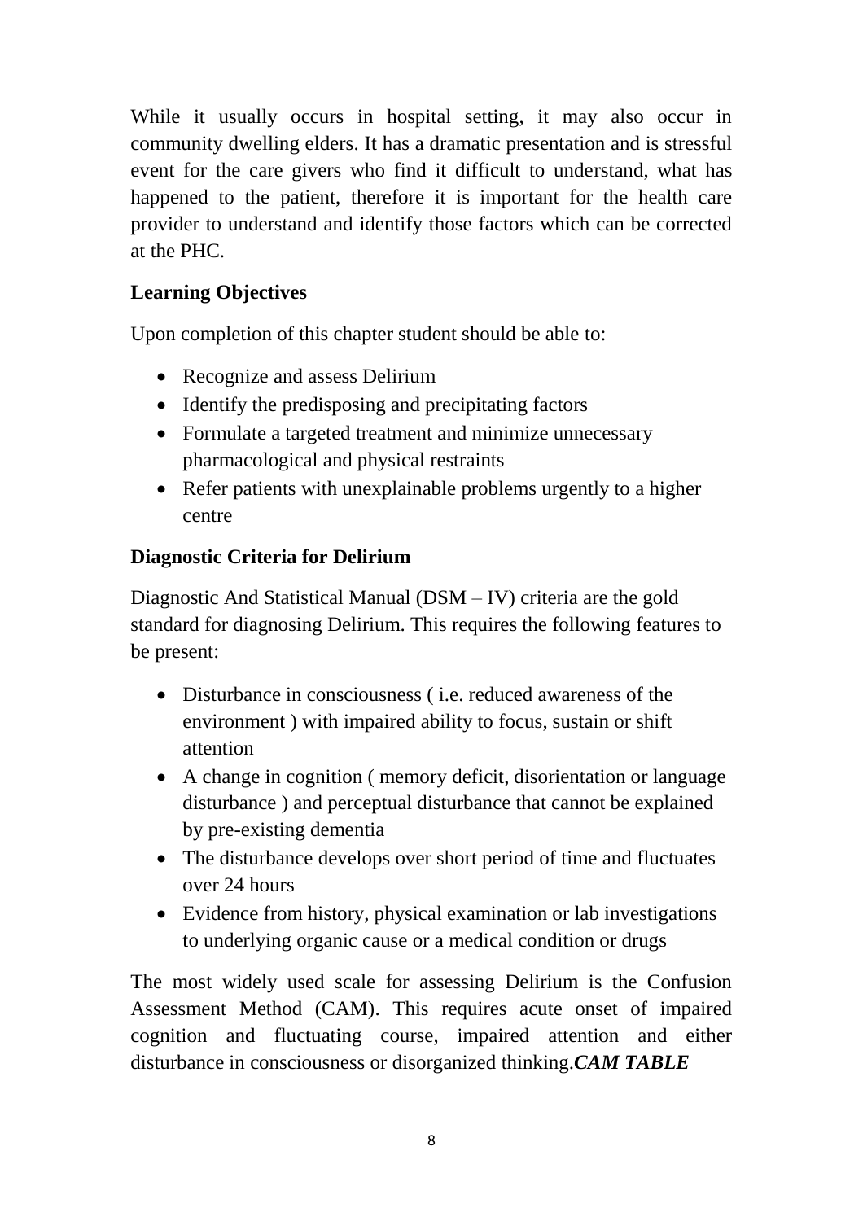While it usually occurs in hospital setting, it may also occur in community dwelling elders. It has a dramatic presentation and is stressful event for the care givers who find it difficult to understand, what has happened to the patient, therefore it is important for the health care provider to understand and identify those factors which can be corrected at the PHC.

## Learning Objectives

Upon completion of this chapter student should be able to:

- Recognize and assess Delirium
- Identify the predisposing and precipitating factors
- Formulate a targeted treatment and minimize unnecessary pharmacological and physical restraints
- Refer patients with unexplainable problems urgently to a higher centre

## Diagnostic Criteria for Delirium

Diagnostic And Statistical Manual (DSM – IV) criteria are the gold standard for diagnosing Delirium. This requires the following features to be present:

- Disturbance in consciousness ( i.e. reduced awareness of the environment ) with impaired ability to focus, sustain or shift attention
- A change in cognition ( memory deficit, disorientation or language disturbance ) and perceptual disturbance that cannot be explained by pre-existing dementia
- The disturbance develops over short period of time and fluctuates over 24 hours
- Evidence from history, physical examination or lab investigations to underlying organic cause or a medical condition or drugs

The most widely used scale for assessing Delirium is the Confusion Assessment Method (CAM). This requires acute onset of impaired cognition and fluctuating course, impaired attention and either disturbance in consciousness or disorganized thinking.***CAM TABLE***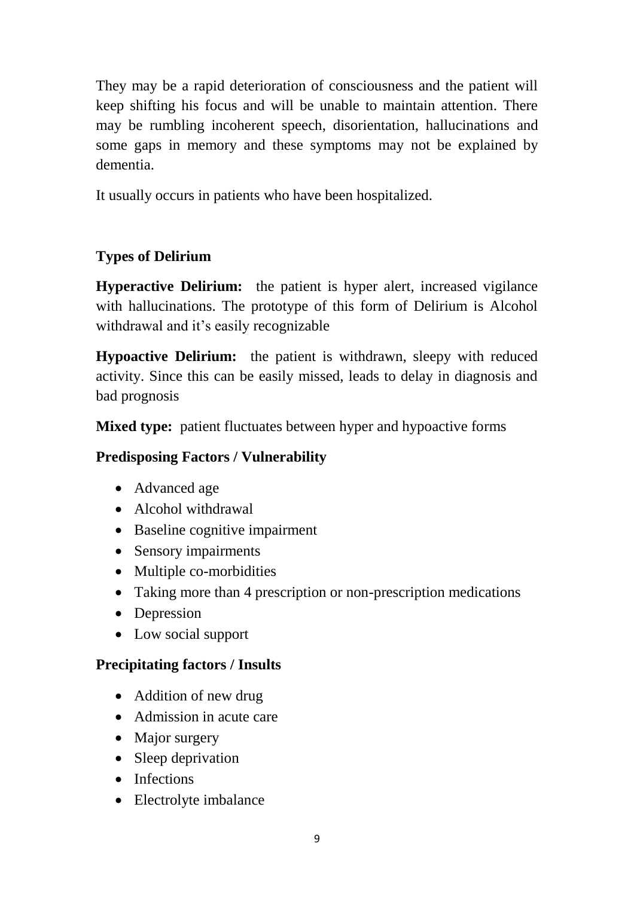They may be a rapid deterioration of consciousness and the patient will keep shifting his focus and will be unable to maintain attention. There may be rumbling incoherent speech, disorientation, hallucinations and some gaps in memory and these symptoms may not be explained by dementia.

It usually occurs in patients who have been hospitalized.

**Types of Delirium**

**Hyperactive Delirium:** the patient is hyper alert, increased vigilance with hallucinations. The prototype of this form of Delirium is Alcohol withdrawal and it's easily recognizable

**Hypoactive Delirium:** the patient is withdrawn, sleepy with reduced activity. Since this can be easily missed, leads to delay in diagnosis and bad prognosis

**Mixed type:** patient fluctuates between hyper and hypoactive forms

**Predisposing Factors / Vulnerability**

- Advanced age
- Alcohol withdrawal
- Baseline cognitive impairment
- Sensory impairments
- Multiple co-morbidities
- Taking more than 4 prescription or non-prescription medications
- Depression
- Low social support

**Precipitating factors / Insults**

- Addition of new drug
- Admission in acute care
- Major surgery
- Sleep deprivation
- Infections
- Electrolyte imbalance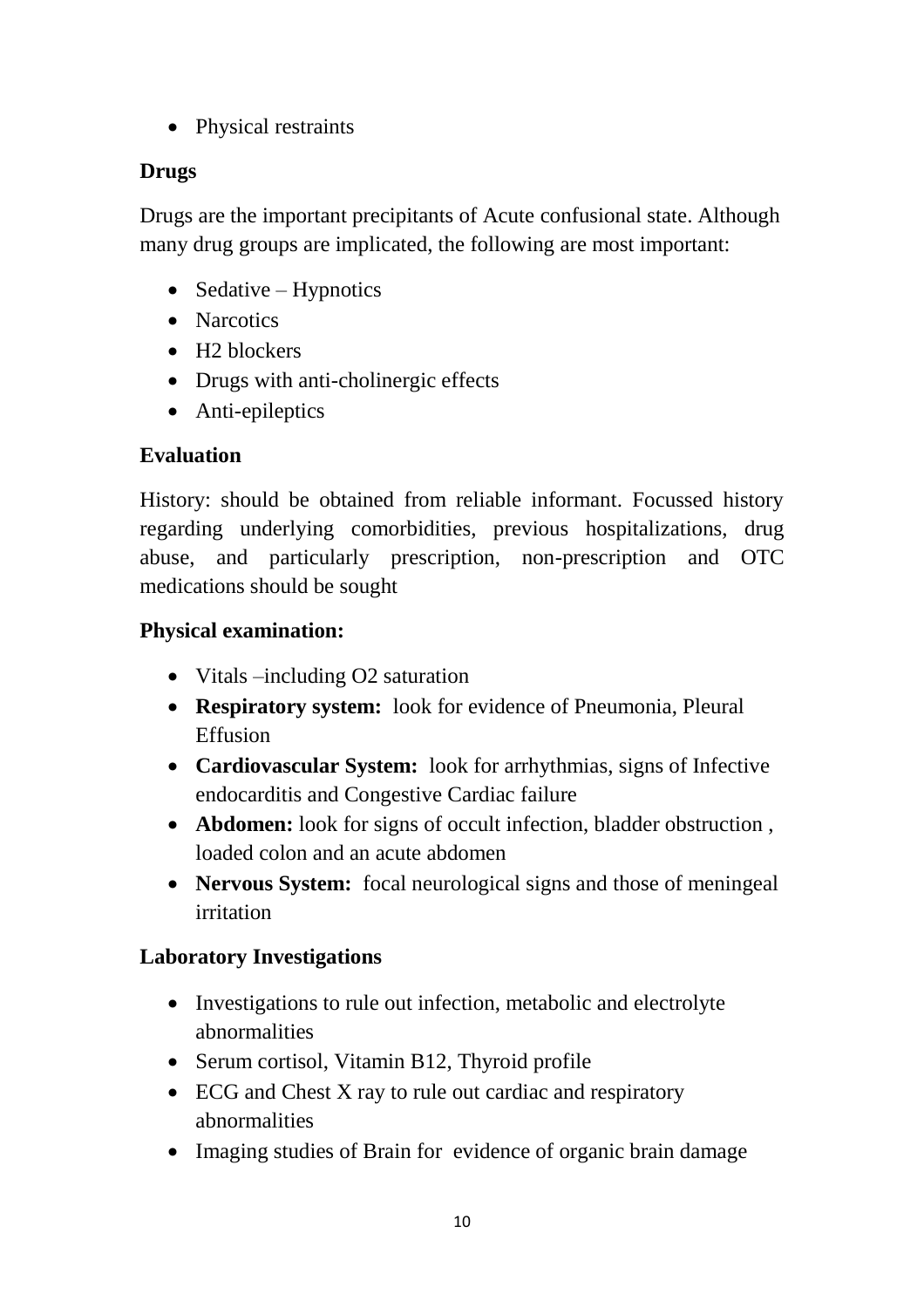- Physical restraints

**Drugs**

Drugs are the important precipitants of Acute confusional state. Although many drug groups are implicated, the following are most important:

- Sedative – Hypnotics
- Narcotics
- H2 blockers
- Drugs with anti-cholinergic effects
- Anti-epileptics

**Evaluation**

History: should be obtained from reliable informant. Focussed history regarding underlying comorbidities, previous hospitalizations, drug abuse, and particularly prescription, non-prescription and OTC medications should be sought

**Physical examination:**

- Vitals –including O2 saturation
- **Respiratory system:** look for evidence of Pneumonia, Pleural Effusion
- **Cardiovascular System:** look for arrhythmias, signs of Infective endocarditis and Congestive Cardiac failure
- **Abdomen:** look for signs of occult infection, bladder obstruction , loaded colon and an acute abdomen
- **Nervous System:** focal neurological signs and those of meningeal irritation

**Laboratory Investigations**

- Investigations to rule out infection, metabolic and electrolyte abnormalities
- Serum cortisol, Vitamin B12, Thyroid profile
- ECG and Chest X ray to rule out cardiac and respiratory abnormalities
- Imaging studies of Brain for evidence of organic brain damage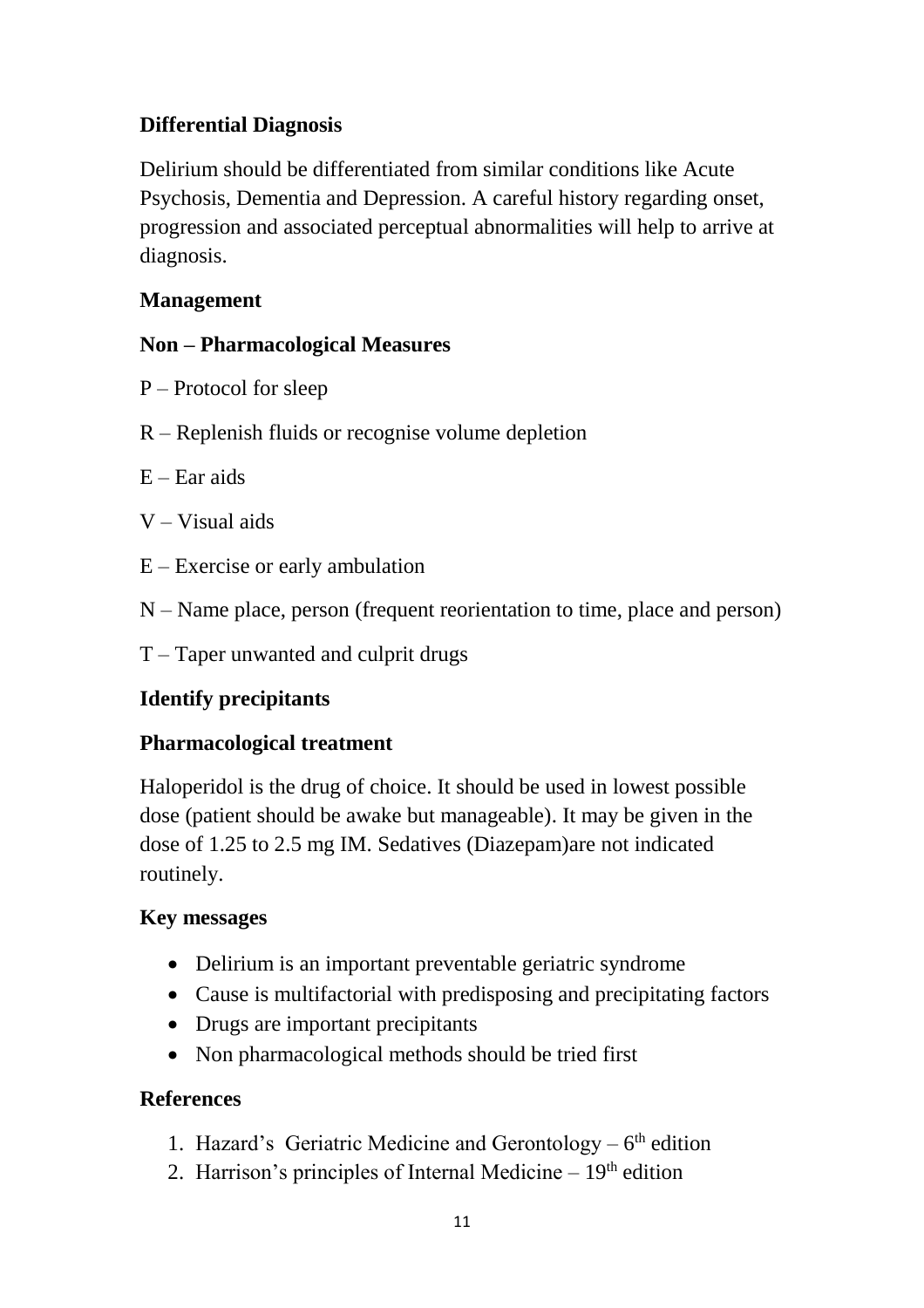**Differential Diagnosis**

Delirium should be differentiated from similar conditions like Acute Psychosis, Dementia and Depression. A careful history regarding onset, progression and associated perceptual abnormalities will help to arrive at diagnosis.

**Management**

**Non – Pharmacological Measures**

P – Protocol for sleep

R – Replenish fluids or recognise volume depletion

E – Ear aids

V – Visual aids

E – Exercise or early ambulation

N – Name place, person (frequent reorientation to time, place and person)

T – Taper unwanted and culprit drugs

**Identify precipitants**

**Pharmacological treatment**

Haloperidol is the drug of choice. It should be used in lowest possible dose (patient should be awake but manageable). It may be given in the dose of 1.25 to 2.5 mg IM. Sedatives (Diazepam)are not indicated routinely.

**Key messages**

- Delirium is an important preventable geriatric syndrome
- Cause is multifactorial with predisposing and precipitating factors
- Drugs are important precipitants
- Non pharmacological methods should be tried first

**References**

1. Hazard's Geriatric Medicine and Gerontology – 6th edition
2. Harrison's principles of Internal Medicine – 19th edition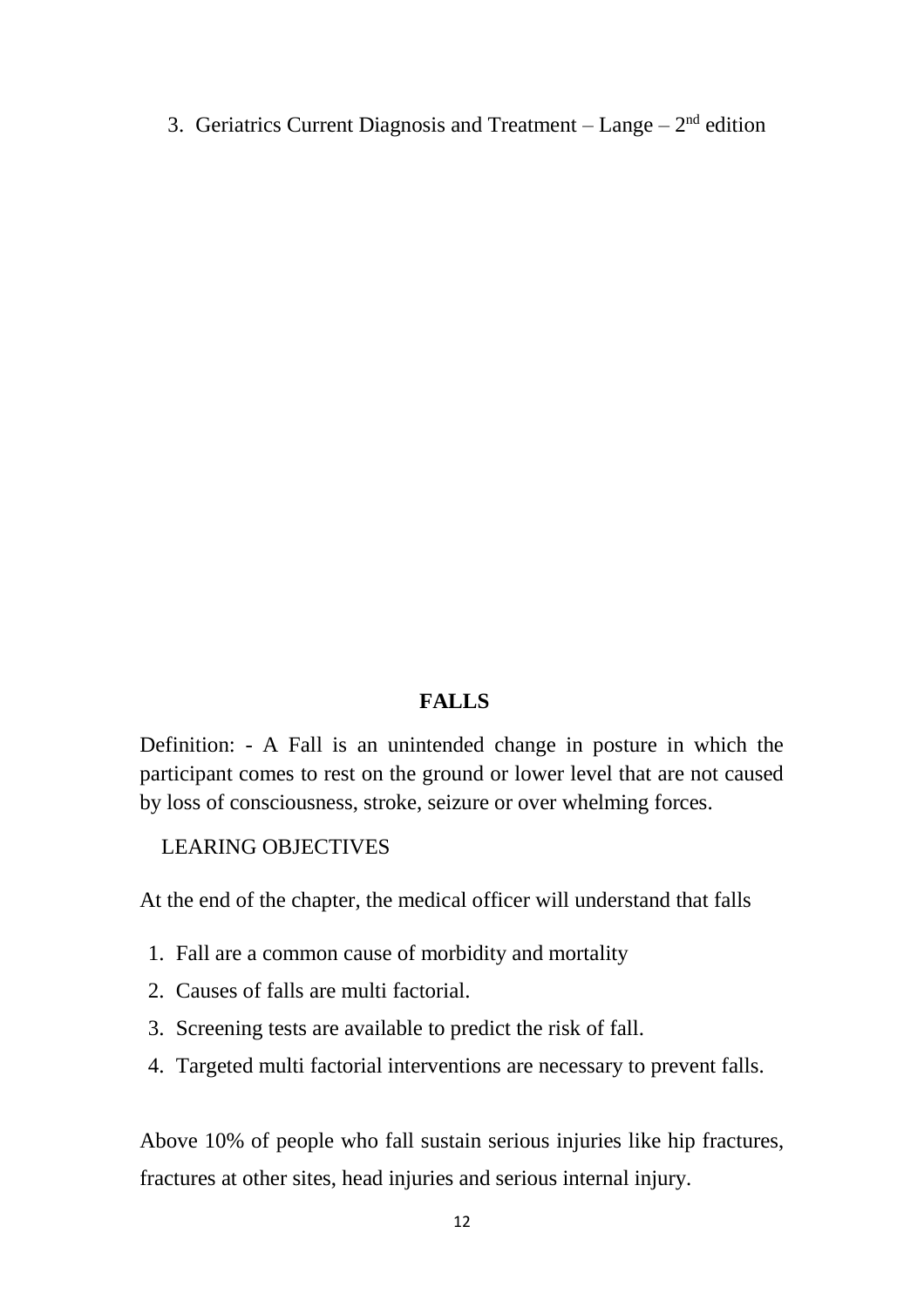3. Geriatrics Current Diagnosis and Treatment – Lange – 2nd edition

## FALLS

Definition: - A Fall is an unintended change in posture in which the participant comes to rest on the ground or lower level that are not caused by loss of consciousness, stroke, seizure or over whelming forces.

LEARING OBJECTIVES

At the end of the chapter, the medical officer will understand that falls

1. Fall are a common cause of morbidity and mortality
2. Causes of falls are multi factorial.
3. Screening tests are available to predict the risk of fall.
4. Targeted multi factorial interventions are necessary to prevent falls.

Above 10% of people who fall sustain serious injuries like hip fractures, fractures at other sites, head injuries and serious internal injury.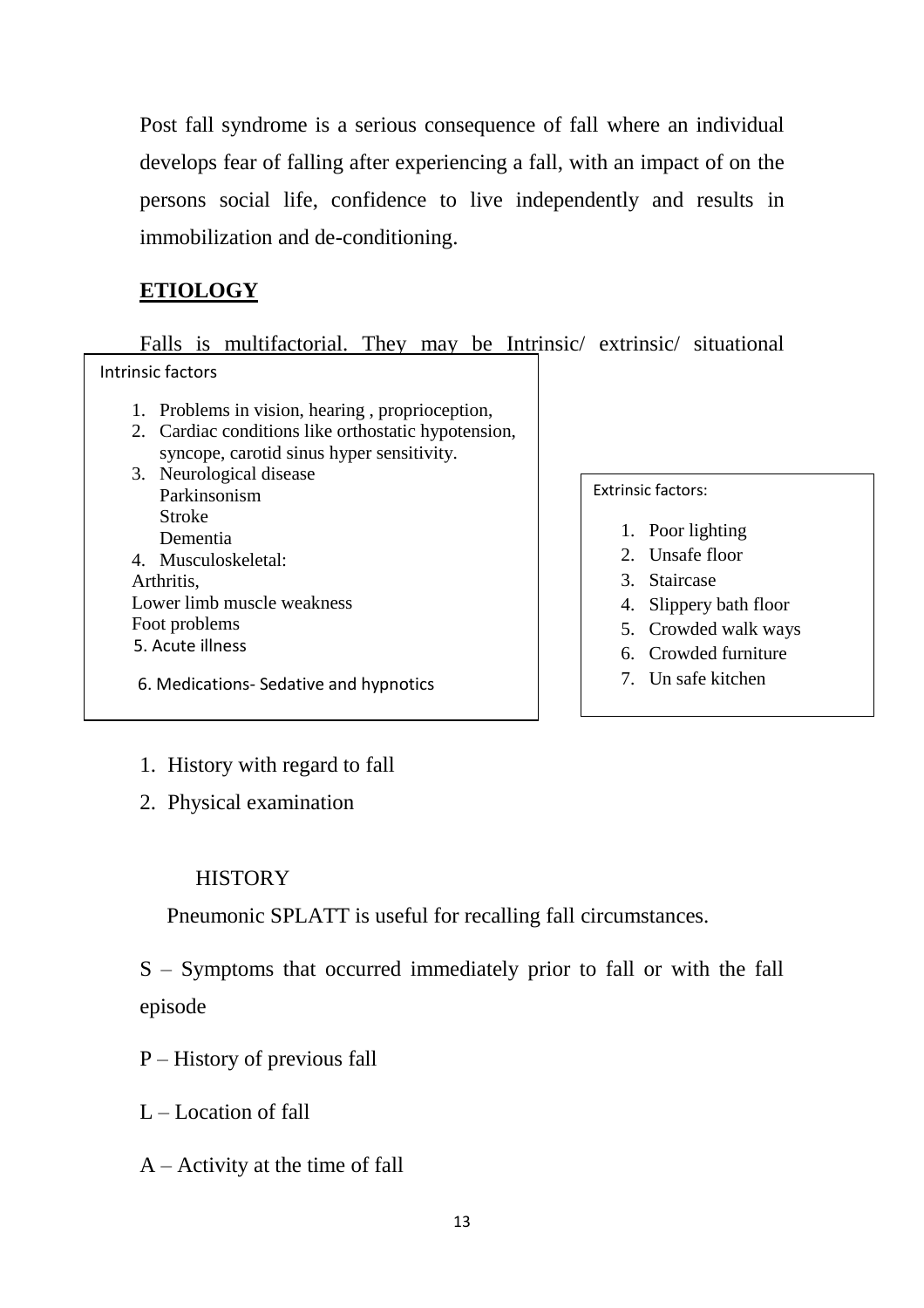Post fall syndrome is a serious consequence of fall where an individual develops fear of falling after experiencing a fall, with an impact of on the persons social life, confidence to live independently and results in immobilization and de-conditioning.

## ETIOLOGY

Falls is multifactorial. They may be Intrinsic/ extrinsic/ situational

**Intrinsic factors**

1. Problems in vision, hearing , proprioception,
2. Cardiac conditions like orthostatic hypotension, syncope, carotid sinus hyper sensitivity.
3. Neurological disease
   - Parkinsonism
   - Stroke
   - Dementia
4. Musculoskeletal:
   - Arthritis,
   - Lower limb muscle weakness
   - Foot problems
5. Acute illness
6. Medications- Sedative and hypnotics

**Extrinsic factors:**

1. Poor lighting
2. Unsafe floor
3. Staircase
4. Slippery bath floor
5. Crowded walk ways
6. Crowded furniture
7. Un safe kitchen

1. History with regard to fall
2. Physical examination

### HISTORY

Pneumonic SPLATT is useful for recalling fall circumstances.

S – Symptoms that occurred immediately prior to fall or with the fall episode

P – History of previous fall

L – Location of fall

A – Activity at the time of fall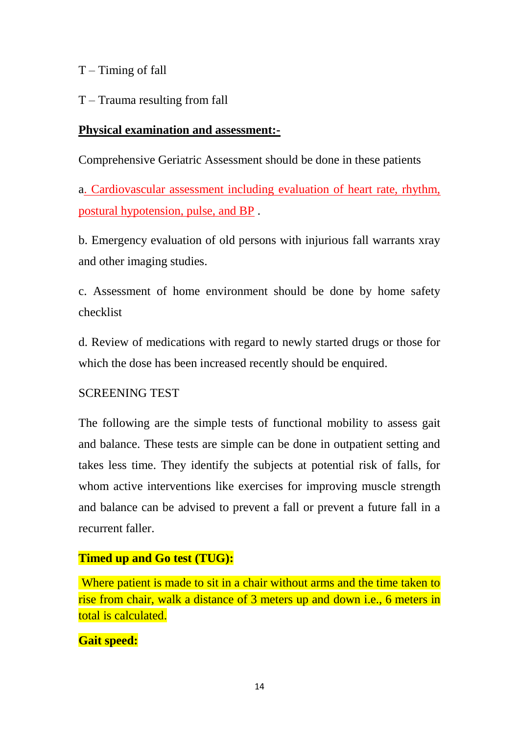T – Timing of fall

T – Trauma resulting from fall

**Physical examination and assessment:-**

Comprehensive Geriatric Assessment should be done in these patients

a. Cardiovascular assessment including evaluation of heart rate, rhythm, postural hypotension, pulse, and BP .

b. Emergency evaluation of old persons with injurious fall warrants xray and other imaging studies.

c. Assessment of home environment should be done by home safety checklist

d. Review of medications with regard to newly started drugs or those for which the dose has been increased recently should be enquired.

SCREENING TEST

The following are the simple tests of functional mobility to assess gait and balance. These tests are simple can be done in outpatient setting and takes less time. They identify the subjects at potential risk of falls, for whom active interventions like exercises for improving muscle strength and balance can be advised to prevent a fall or prevent a future fall in a recurrent faller.

**Timed up and Go test (TUG):**

Where patient is made to sit in a chair without arms and the time taken to rise from chair, walk a distance of 3 meters up and down i.e., 6 meters in total is calculated.

**Gait speed:**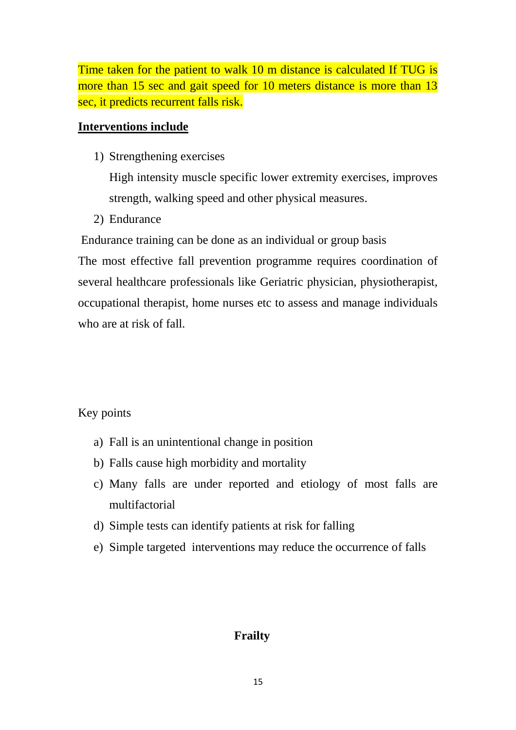Time taken for the patient to walk 10 m distance is calculated If TUG is more than 15 sec and gait speed for 10 meters distance is more than 13 sec, it predicts recurrent falls risk.

**Interventions include**

1) Strengthening exercises

   High intensity muscle specific lower extremity exercises, improves strength, walking speed and other physical measures.

2) Endurance

Endurance training can be done as an individual or group basis

The most effective fall prevention programme requires coordination of several healthcare professionals like Geriatric physician, physiotherapist, occupational therapist, home nurses etc to assess and manage individuals who are at risk of fall.

Key points

a) Fall is an unintentional change in position
b) Falls cause high morbidity and mortality
c) Many falls are under reported and etiology of most falls are multifactorial
d) Simple tests can identify patients at risk for falling
e) Simple targeted interventions may reduce the occurrence of falls

## Frailty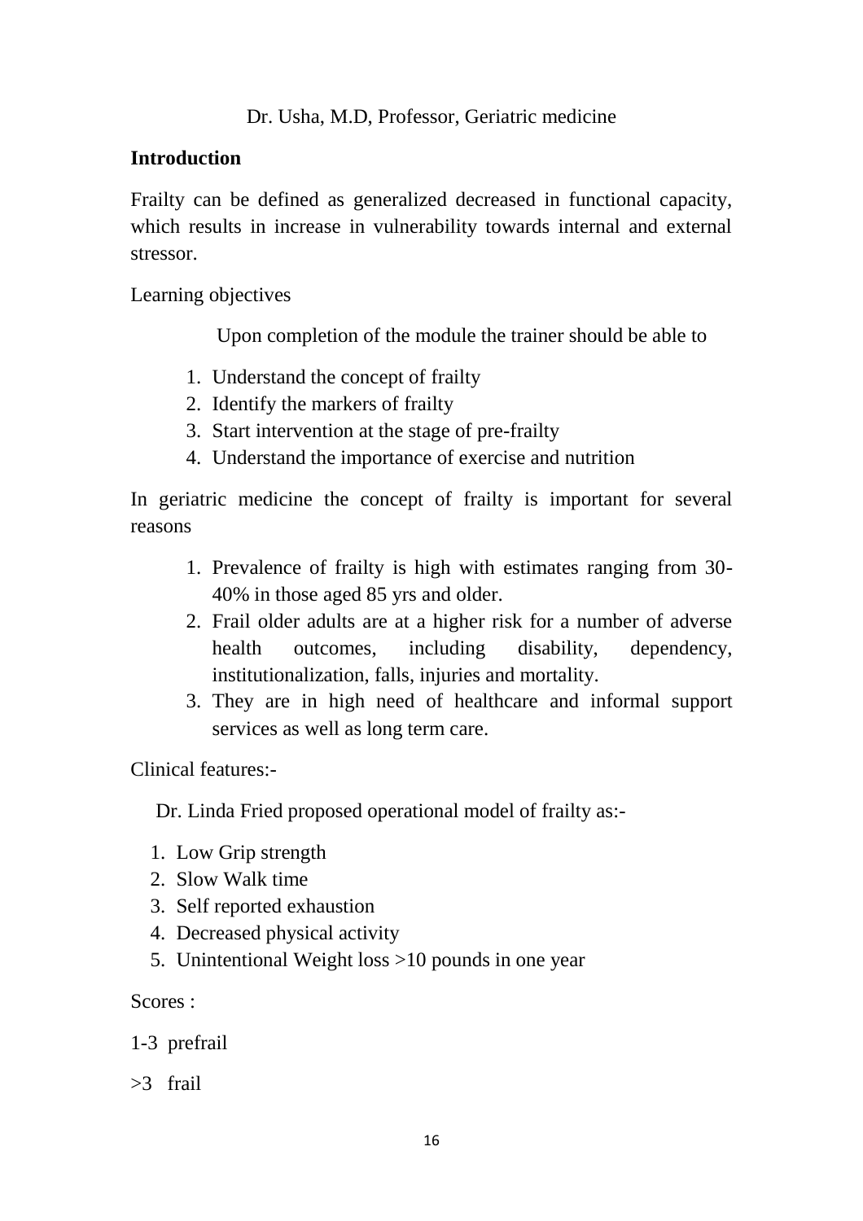Dr. Usha, M.D, Professor, Geriatric medicine

**Introduction**

Frailty can be defined as generalized decreased in functional capacity, which results in increase in vulnerability towards internal and external stressor.

Learning objectives

Upon completion of the module the trainer should be able to

1. Understand the concept of frailty
2. Identify the markers of frailty
3. Start intervention at the stage of pre-frailty
4. Understand the importance of exercise and nutrition

In geriatric medicine the concept of frailty is important for several reasons

1. Prevalence of frailty is high with estimates ranging from 30-40% in those aged 85 yrs and older.
2. Frail older adults are at a higher risk for a number of adverse health outcomes, including disability, dependency, institutionalization, falls, injuries and mortality.
3. They are in high need of healthcare and informal support services as well as long term care.

Clinical features:-

Dr. Linda Fried proposed operational model of frailty as:-

1. Low Grip strength
2. Slow Walk time
3. Self reported exhaustion
4. Decreased physical activity
5. Unintentional Weight loss >10 pounds in one year

Scores :

1-3 prefrail

>3 frail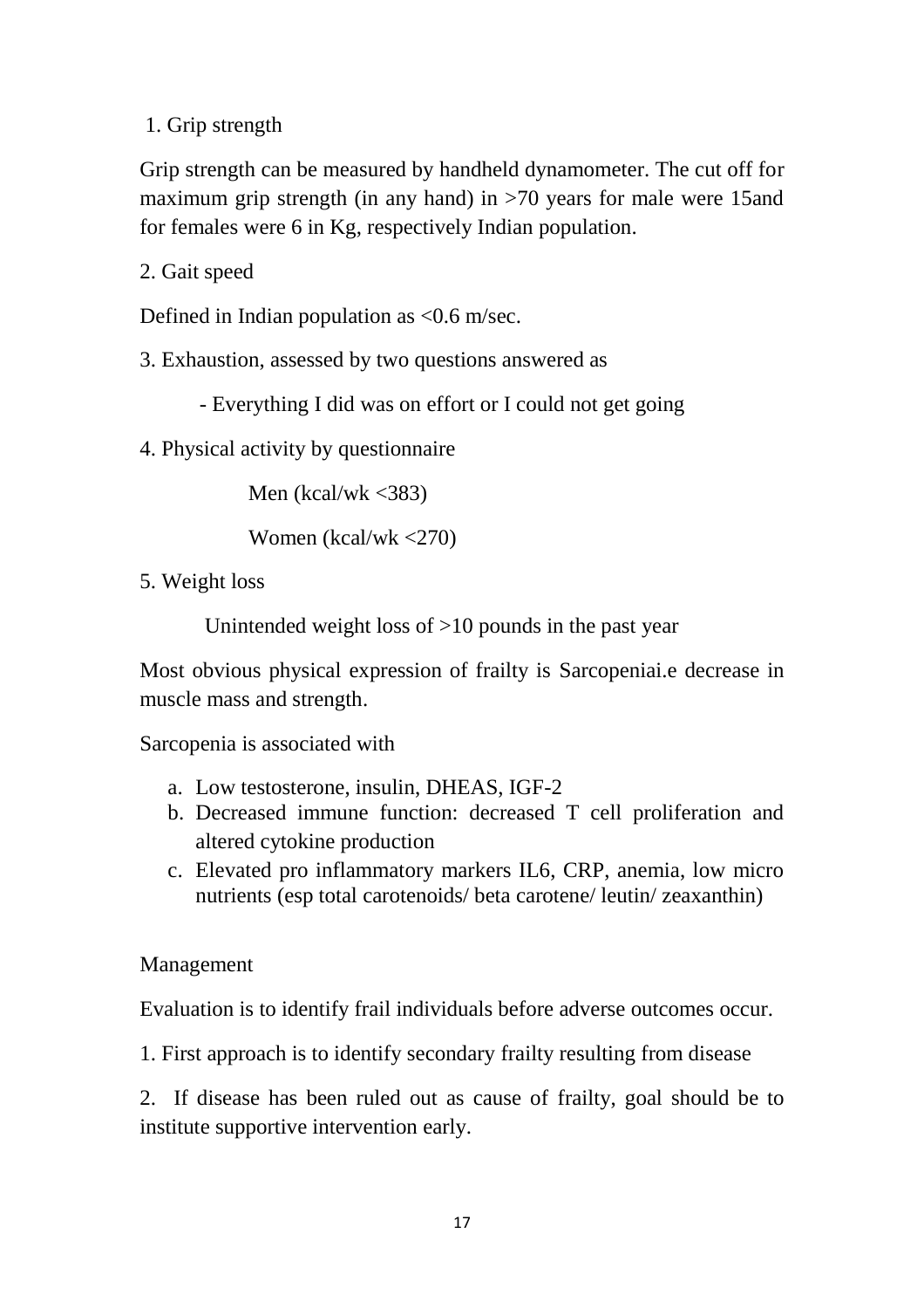1. Grip strength

Grip strength can be measured by handheld dynamometer. The cut off for maximum grip strength (in any hand) in >70 years for male were 15and for females were 6 in Kg, respectively Indian population.

2. Gait speed

Defined in Indian population as <0.6 m/sec.

3. Exhaustion, assessed by two questions answered as

- Everything I did was on effort or I could not get going

4. Physical activity by questionnaire

Men (kcal/wk <383)

Women (kcal/wk <270)

5. Weight loss

Unintended weight loss of >10 pounds in the past year

Most obvious physical expression of frailty is Sarcopeniai.e decrease in muscle mass and strength.

Sarcopenia is associated with

a. Low testosterone, insulin, DHEAS, IGF-2
b. Decreased immune function: decreased T cell proliferation and altered cytokine production
c. Elevated pro inflammatory markers IL6, CRP, anemia, low micro nutrients (esp total carotenoids/ beta carotene/ leutin/ zeaxanthin)

Management

Evaluation is to identify frail individuals before adverse outcomes occur.

1. First approach is to identify secondary frailty resulting from disease

2. If disease has been ruled out as cause of frailty, goal should be to institute supportive intervention early.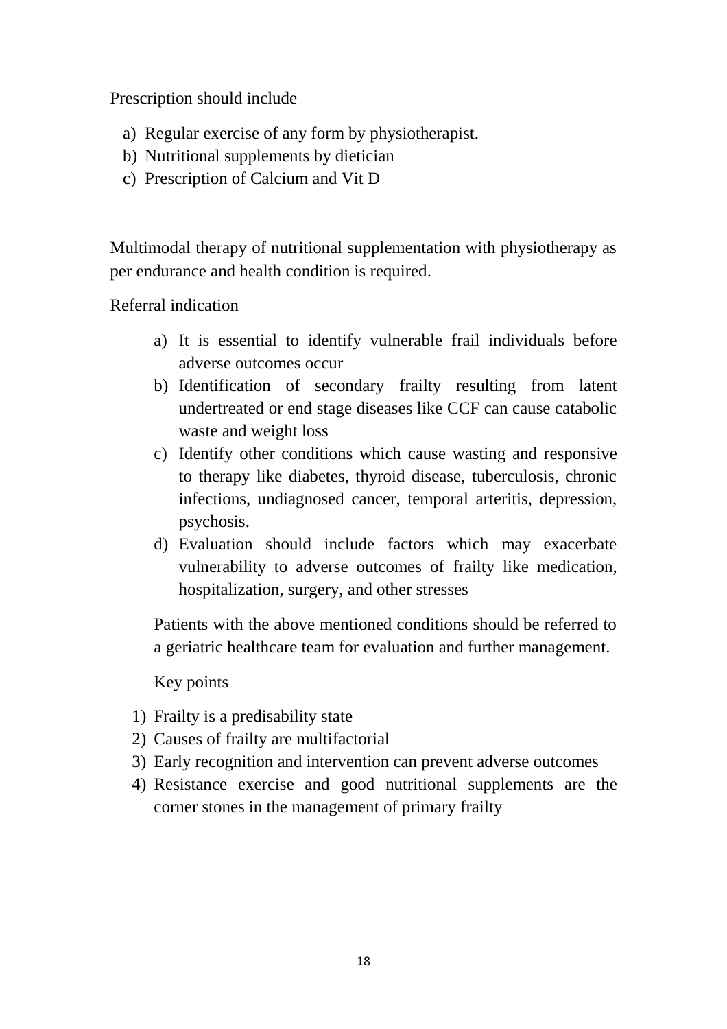Prescription should include

a) Regular exercise of any form by physiotherapist.
b) Nutritional supplements by dietician
c) Prescription of Calcium and Vit D

Multimodal therapy of nutritional supplementation with physiotherapy as per endurance and health condition is required.

Referral indication

a) It is essential to identify vulnerable frail individuals before adverse outcomes occur
b) Identification of secondary frailty resulting from latent undertreated or end stage diseases like CCF can cause catabolic waste and weight loss
c) Identify other conditions which cause wasting and responsive to therapy like diabetes, thyroid disease, tuberculosis, chronic infections, undiagnosed cancer, temporal arteritis, depression, psychosis.
d) Evaluation should include factors which may exacerbate vulnerability to adverse outcomes of frailty like medication, hospitalization, surgery, and other stresses

Patients with the above mentioned conditions should be referred to a geriatric healthcare team for evaluation and further management.

Key points

1) Frailty is a predisability state
2) Causes of frailty are multifactorial
3) Early recognition and intervention can prevent adverse outcomes
4) Resistance exercise and good nutritional supplements are the corner stones in the management of primary frailty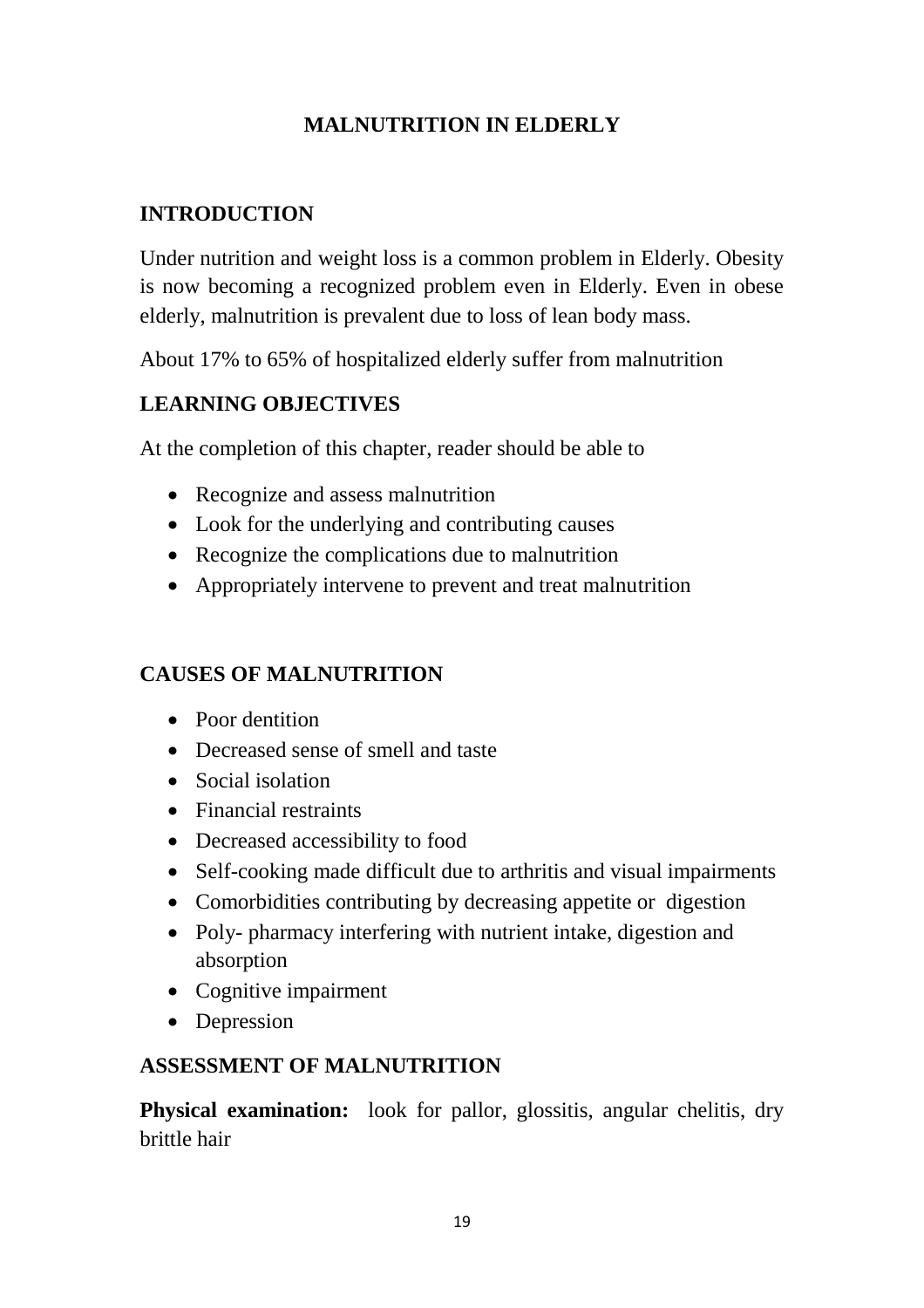## MALNUTRITION IN ELDERLY

### INTRODUCTION

Under nutrition and weight loss is a common problem in Elderly. Obesity is now becoming a recognized problem even in Elderly. Even in obese elderly, malnutrition is prevalent due to loss of lean body mass.

About 17% to 65% of hospitalized elderly suffer from malnutrition

### LEARNING OBJECTIVES

At the completion of this chapter, reader should be able to

- Recognize and assess malnutrition
- Look for the underlying and contributing causes
- Recognize the complications due to malnutrition
- Appropriately intervene to prevent and treat malnutrition

### CAUSES OF MALNUTRITION

- Poor dentition
- Decreased sense of smell and taste
- Social isolation
- Financial restraints
- Decreased accessibility to food
- Self-cooking made difficult due to arthritis and visual impairments
- Comorbidities contributing by decreasing appetite or digestion
- Poly- pharmacy interfering with nutrient intake, digestion and absorption
- Cognitive impairment
- Depression

### ASSESSMENT OF MALNUTRITION

**Physical examination:** look for pallor, glossitis, angular chelitis, dry brittle hair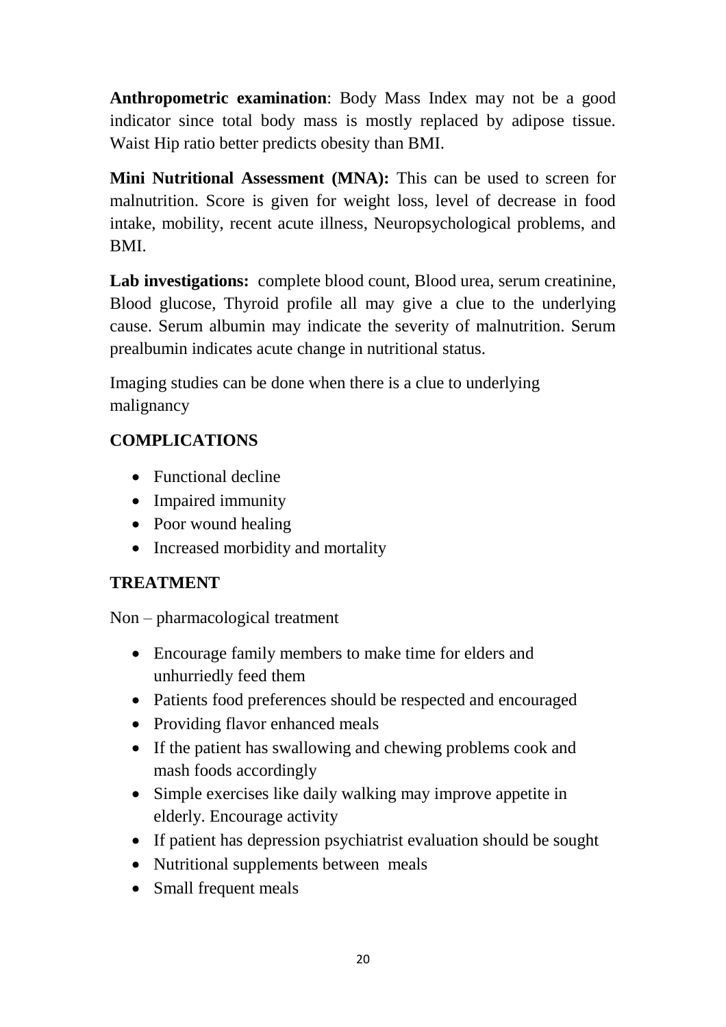**Anthropometric examination**: Body Mass Index may not be a good indicator since total body mass is mostly replaced by adipose tissue. Waist Hip ratio better predicts obesity than BMI.

**Mini Nutritional Assessment (MNA):** This can be used to screen for malnutrition. Score is given for weight loss, level of decrease in food intake, mobility, recent acute illness, Neuropsychological problems, and BMI.

**Lab investigations:** complete blood count, Blood urea, serum creatinine, Blood glucose, Thyroid profile all may give a clue to the underlying cause. Serum albumin may indicate the severity of malnutrition. Serum prealbumin indicates acute change in nutritional status.

Imaging studies can be done when there is a clue to underlying malignancy

## COMPLICATIONS

- Functional decline
- Impaired immunity
- Poor wound healing
- Increased morbidity and mortality

## TREATMENT

Non – pharmacological treatment

- Encourage family members to make time for elders and unhurriedly feed them
- Patients food preferences should be respected and encouraged
- Providing flavor enhanced meals
- If the patient has swallowing and chewing problems cook and mash foods accordingly
- Simple exercises like daily walking may improve appetite in elderly. Encourage activity
- If patient has depression psychiatrist evaluation should be sought
- Nutritional supplements between meals
- Small frequent meals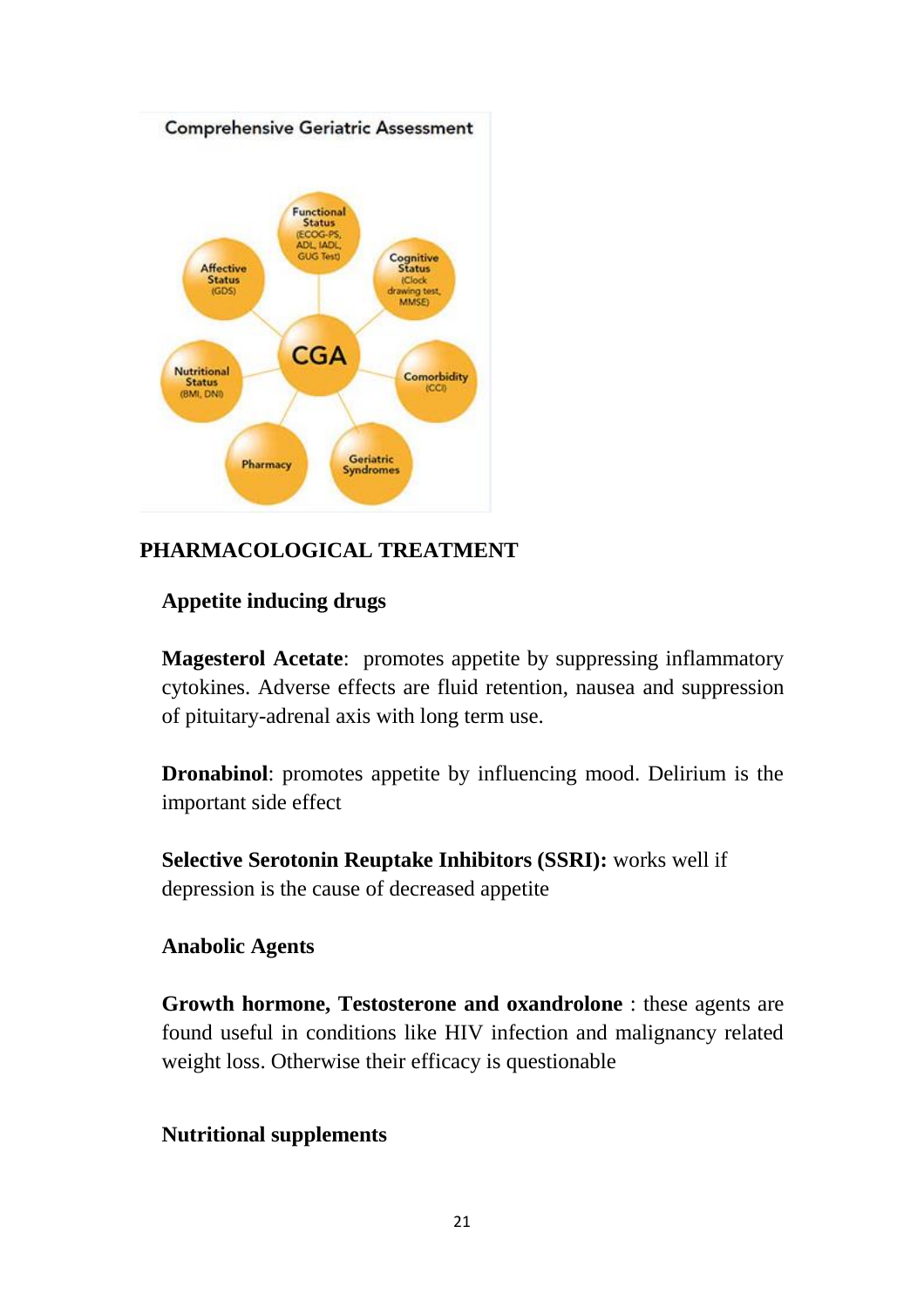Comprehensive Geriatric Assessment

CGA

- Functional Status (ECOG-PS, ADL, IADL, GUG Test)
- Cognitive Status (Clock drawing test, MMSE)
- Comorbidity (CCI)
- Geriatric Syndromes
- Pharmacy
- Nutritional Status (BMI, DNI)
- Affective Status (GDS)

## PHARMACOLOGICAL TREATMENT

### Appetite inducing drugs

**Magesterol Acetate**: promotes appetite by suppressing inflammatory cytokines. Adverse effects are fluid retention, nausea and suppression of pituitary-adrenal axis with long term use.

**Dronabinol**: promotes appetite by influencing mood. Delirium is the important side effect

**Selective Serotonin Reuptake Inhibitors (SSRI):** works well if depression is the cause of decreased appetite

### Anabolic Agents

**Growth hormone, Testosterone and oxandrolone** : these agents are found useful in conditions like HIV infection and malignancy related weight loss. Otherwise their efficacy is questionable

### Nutritional supplements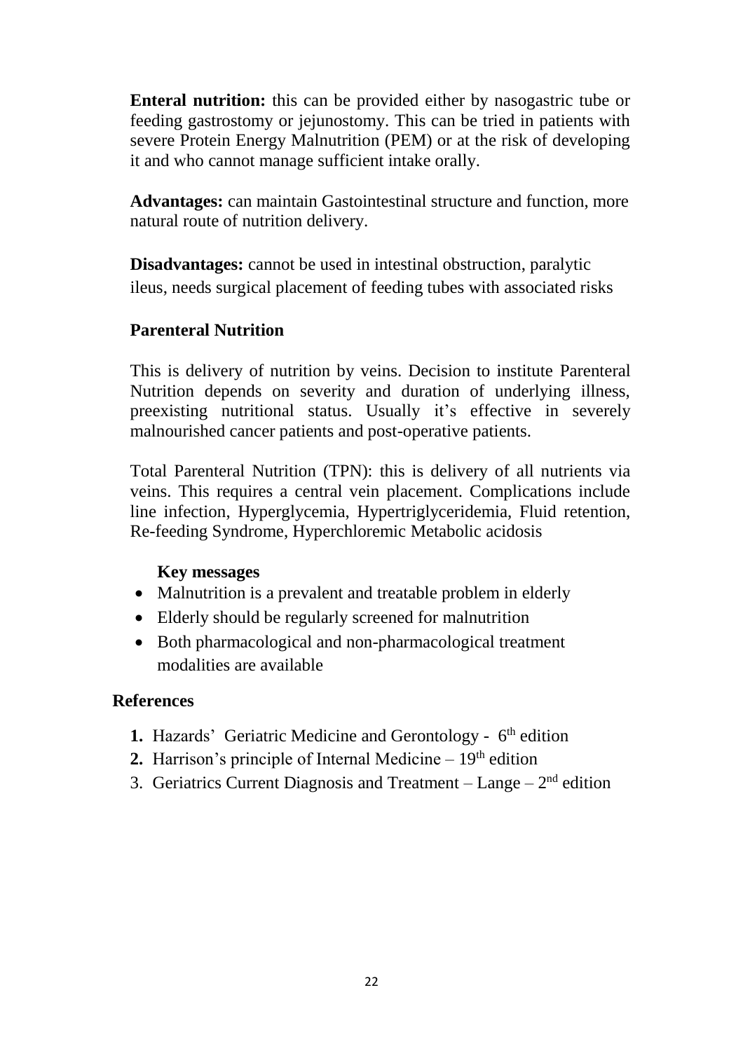**Enteral nutrition:** this can be provided either by nasogastric tube or feeding gastrostomy or jejunostomy. This can be tried in patients with severe Protein Energy Malnutrition (PEM) or at the risk of developing it and who cannot manage sufficient intake orally.

**Advantages:** can maintain Gastointestinal structure and function, more natural route of nutrition delivery.

**Disadvantages:** cannot be used in intestinal obstruction, paralytic ileus, needs surgical placement of feeding tubes with associated risks

**Parenteral Nutrition**

This is delivery of nutrition by veins. Decision to institute Parenteral Nutrition depends on severity and duration of underlying illness, preexisting nutritional status. Usually it's effective in severely malnourished cancer patients and post-operative patients.

Total Parenteral Nutrition (TPN): this is delivery of all nutrients via veins. This requires a central vein placement. Complications include line infection, Hyperglycemia, Hypertriglyceridemia, Fluid retention, Re-feeding Syndrome, Hyperchloremic Metabolic acidosis

**Key messages**

- Malnutrition is a prevalent and treatable problem in elderly
- Elderly should be regularly screened for malnutrition
- Both pharmacological and non-pharmacological treatment modalities are available

## References

1. Hazards' Geriatric Medicine and Gerontology - 6th edition
2. Harrison's principle of Internal Medicine – 19th edition
3. Geriatrics Current Diagnosis and Treatment – Lange – 2nd edition